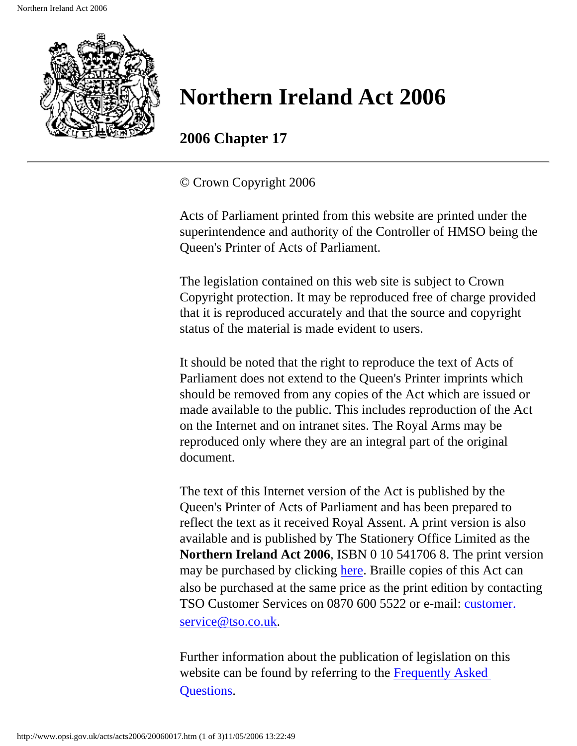# Northern Ireland Act 2006

## 2006 Chapter 17

---

© Crown Copyright 2006

Acts of Parliament printed from this website are printed under the superintendence and authority of the Controller of HMSO being the Queen's Printer of Acts of Parliament.

The legislation contained on this web site is subject to Crown Copyright protection. It may be reproduced free of charge provided that it is reproduced accurately and that the source and copyright status of the material is made evident to users.

It should be noted that the right to reproduce the text of Acts of Parliament does not extend to the Queen's Printer imprints which should be removed from any copies of the Act which are issued or made available to the public. This includes reproduction of the Act on the Internet and on intranet sites. The Royal Arms may be reproduced only where they are an integral part of the original document.

The text of this Internet version of the Act is published by the Queen's Printer of Acts of Parliament and has been prepared to reflect the text as it received Royal Assent. A print version is also available and is published by The Stationery Office Limited as the **Northern Ireland Act 2006**, ISBN 0 10 541706 8. The print version may be purchased by clicking here. Braille copies of this Act can also be purchased at the same price as the print edition by contacting TSO Customer Services on 0870 600 5522 or e-mail: customer.service@tso.co.uk.

Further information about the publication of legislation on this website can be found by referring to the Frequently Asked Questions.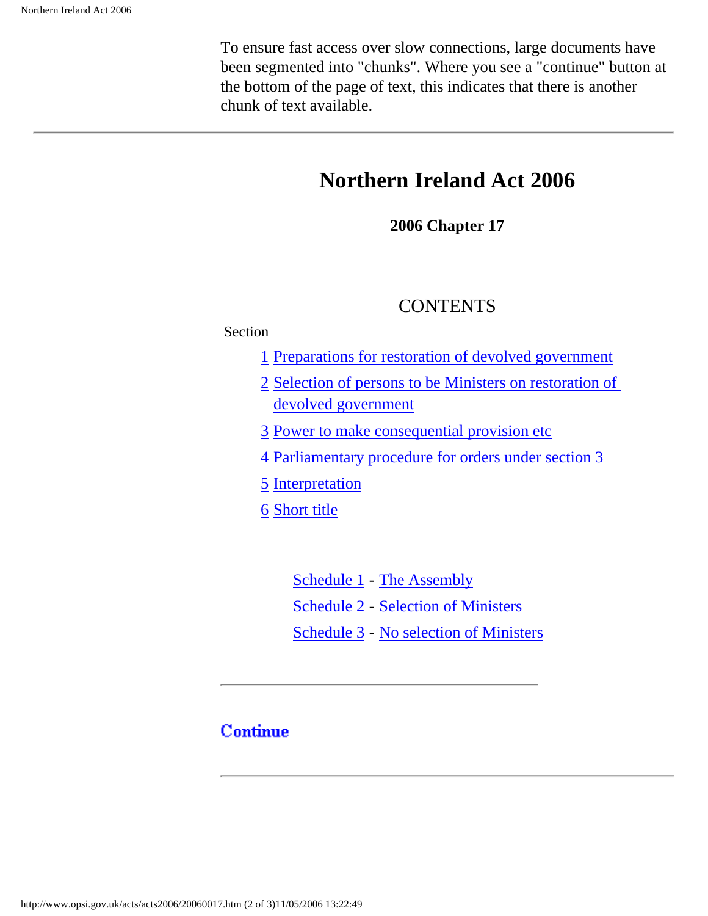To ensure fast access over slow connections, large documents have been segmented into "chunks". Where you see a "continue" button at the bottom of the page of text, this indicates that there is another chunk of text available.

---

# Northern Ireland Act 2006

**2006 Chapter 17**

## CONTENTS

Section

- 1 Preparations for restoration of devolved government
- 2 Selection of persons to be Ministers on restoration of devolved government
- 3 Power to make consequential provision etc
- 4 Parliamentary procedure for orders under section 3
- 5 Interpretation
- 6 Short title

Schedule 1 - The Assembly

Schedule 2 - Selection of Ministers

Schedule 3 - No selection of Ministers

---

**Continue**

---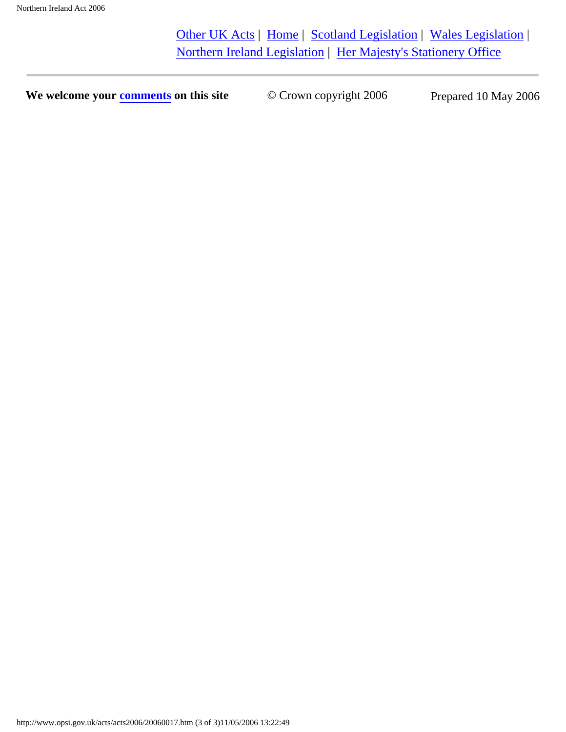[Other UK Acts](#) | [Home](#) | [Scotland Legislation](#) | [Wales Legislation](#) | [Northern Ireland Legislation](#) | [Her Majesty's Stationery Office](#)

---

**We welcome your [comments](#) on this site** © Crown copyright 2006 Prepared 10 May 2006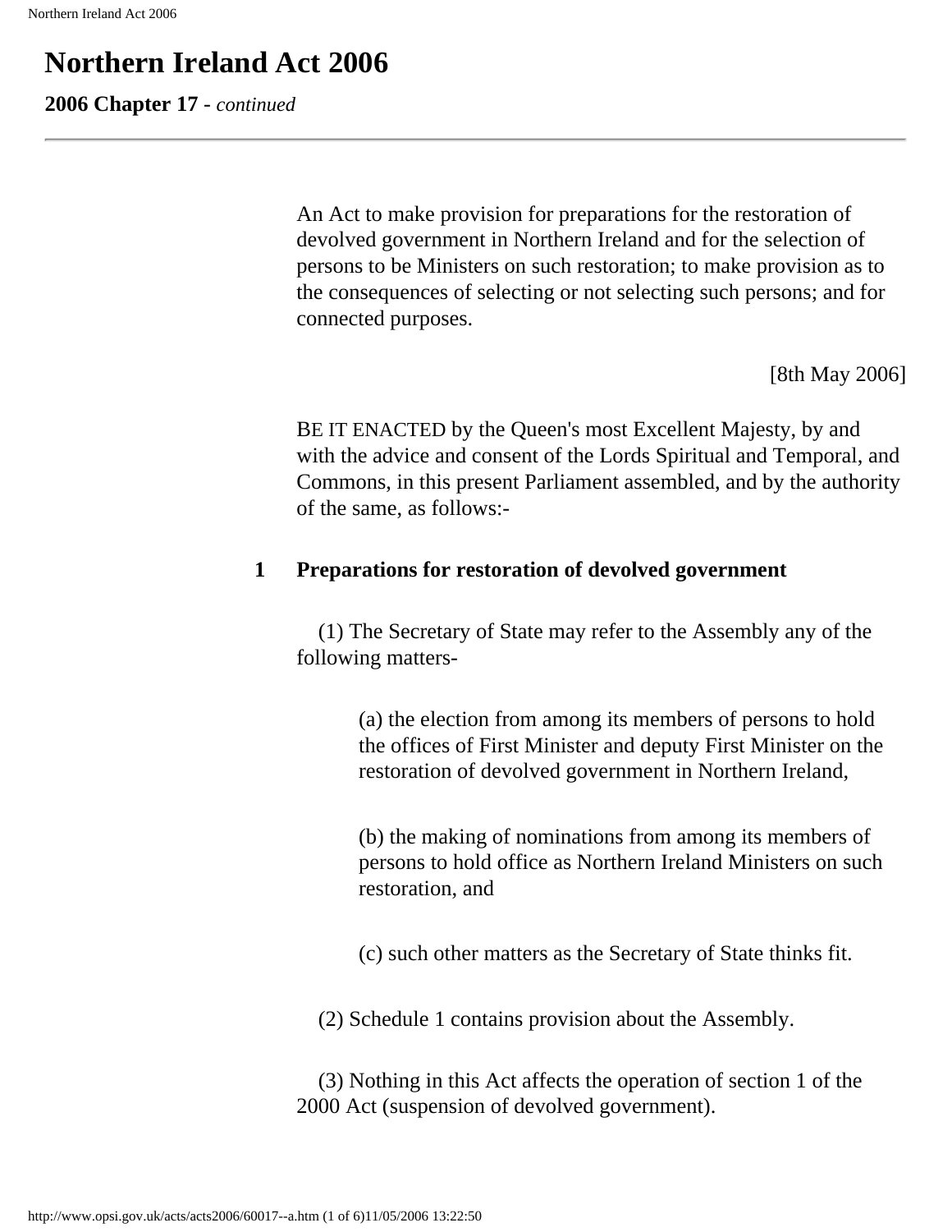# Northern Ireland Act 2006

**2006 Chapter 17** - *continued*

---

An Act to make provision for preparations for the restoration of devolved government in Northern Ireland and for the selection of persons to be Ministers on such restoration; to make provision as to the consequences of selecting or not selecting such persons; and for connected purposes.

[8th May 2006]

BE IT ENACTED by the Queen's most Excellent Majesty, by and with the advice and consent of the Lords Spiritual and Temporal, and Commons, in this present Parliament assembled, and by the authority of the same, as follows:-

## 1 Preparations for restoration of devolved government

(1) The Secretary of State may refer to the Assembly any of the following matters-

(a) the election from among its members of persons to hold the offices of First Minister and deputy First Minister on the restoration of devolved government in Northern Ireland,

(b) the making of nominations from among its members of persons to hold office as Northern Ireland Ministers on such restoration, and

(c) such other matters as the Secretary of State thinks fit.

(2) Schedule 1 contains provision about the Assembly.

(3) Nothing in this Act affects the operation of section 1 of the 2000 Act (suspension of devolved government).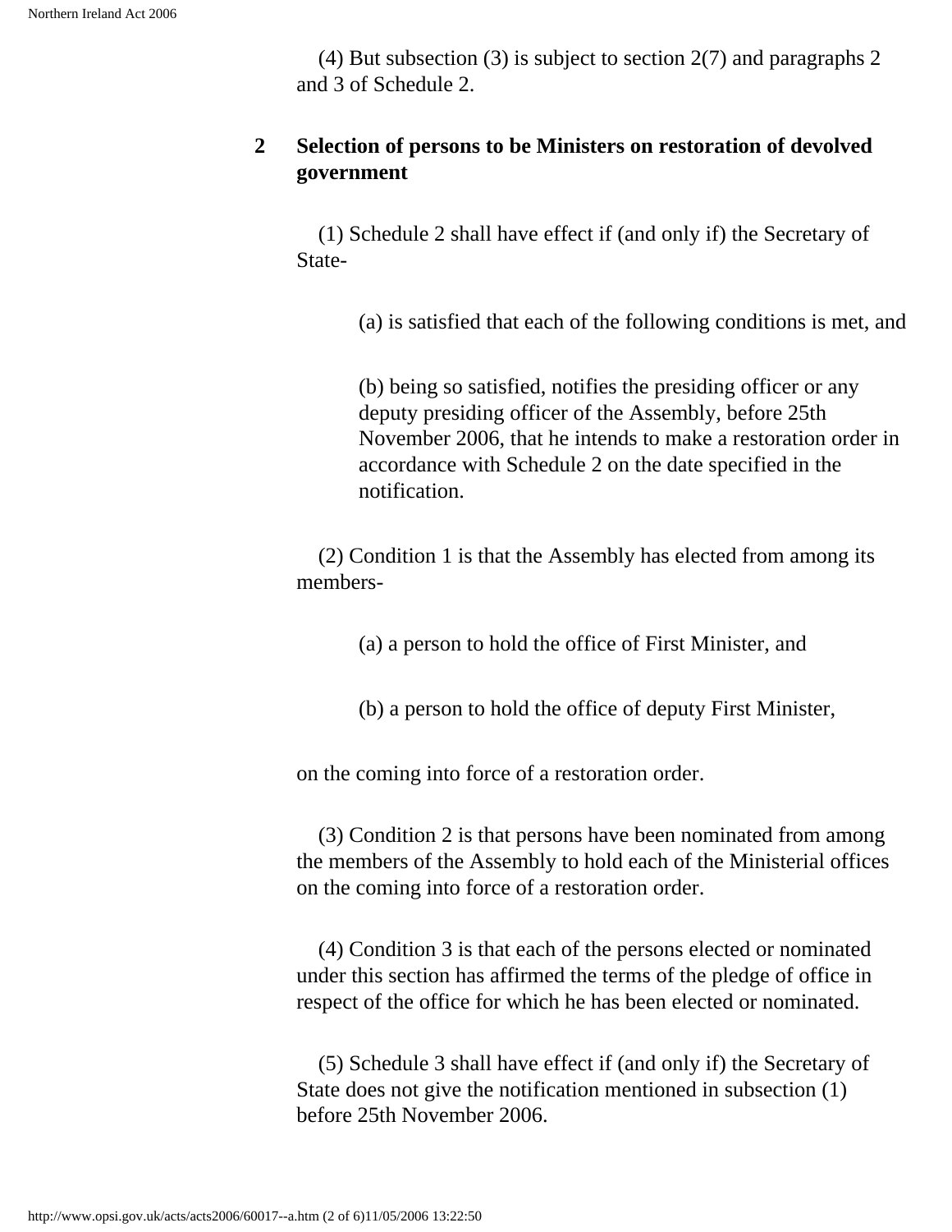(4) But subsection (3) is subject to section 2(7) and paragraphs 2 and 3 of Schedule 2.

## 2 Selection of persons to be Ministers on restoration of devolved government

(1) Schedule 2 shall have effect if (and only if) the Secretary of State-

(a) is satisfied that each of the following conditions is met, and

(b) being so satisfied, notifies the presiding officer or any deputy presiding officer of the Assembly, before 25th November 2006, that he intends to make a restoration order in accordance with Schedule 2 on the date specified in the notification.

(2) Condition 1 is that the Assembly has elected from among its members-

(a) a person to hold the office of First Minister, and

(b) a person to hold the office of deputy First Minister,

on the coming into force of a restoration order.

(3) Condition 2 is that persons have been nominated from among the members of the Assembly to hold each of the Ministerial offices on the coming into force of a restoration order.

(4) Condition 3 is that each of the persons elected or nominated under this section has affirmed the terms of the pledge of office in respect of the office for which he has been elected or nominated.

(5) Schedule 3 shall have effect if (and only if) the Secretary of State does not give the notification mentioned in subsection (1) before 25th November 2006.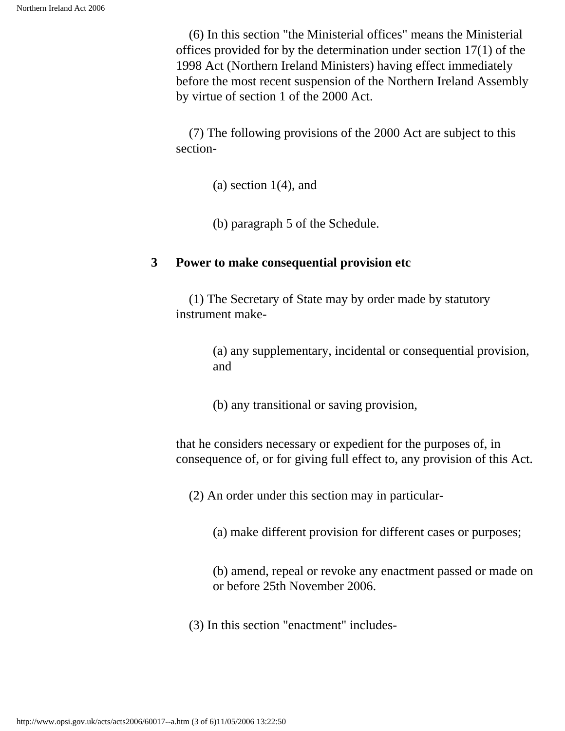(6) In this section "the Ministerial offices" means the Ministerial offices provided for by the determination under section 17(1) of the 1998 Act (Northern Ireland Ministers) having effect immediately before the most recent suspension of the Northern Ireland Assembly by virtue of section 1 of the 2000 Act.

(7) The following provisions of the 2000 Act are subject to this section-

(a) section 1(4), and

(b) paragraph 5 of the Schedule.

### 3 Power to make consequential provision etc

(1) The Secretary of State may by order made by statutory instrument make-

(a) any supplementary, incidental or consequential provision, and

(b) any transitional or saving provision,

that he considers necessary or expedient for the purposes of, in consequence of, or for giving full effect to, any provision of this Act.

(2) An order under this section may in particular-

(a) make different provision for different cases or purposes;

(b) amend, repeal or revoke any enactment passed or made on or before 25th November 2006.

(3) In this section "enactment" includes-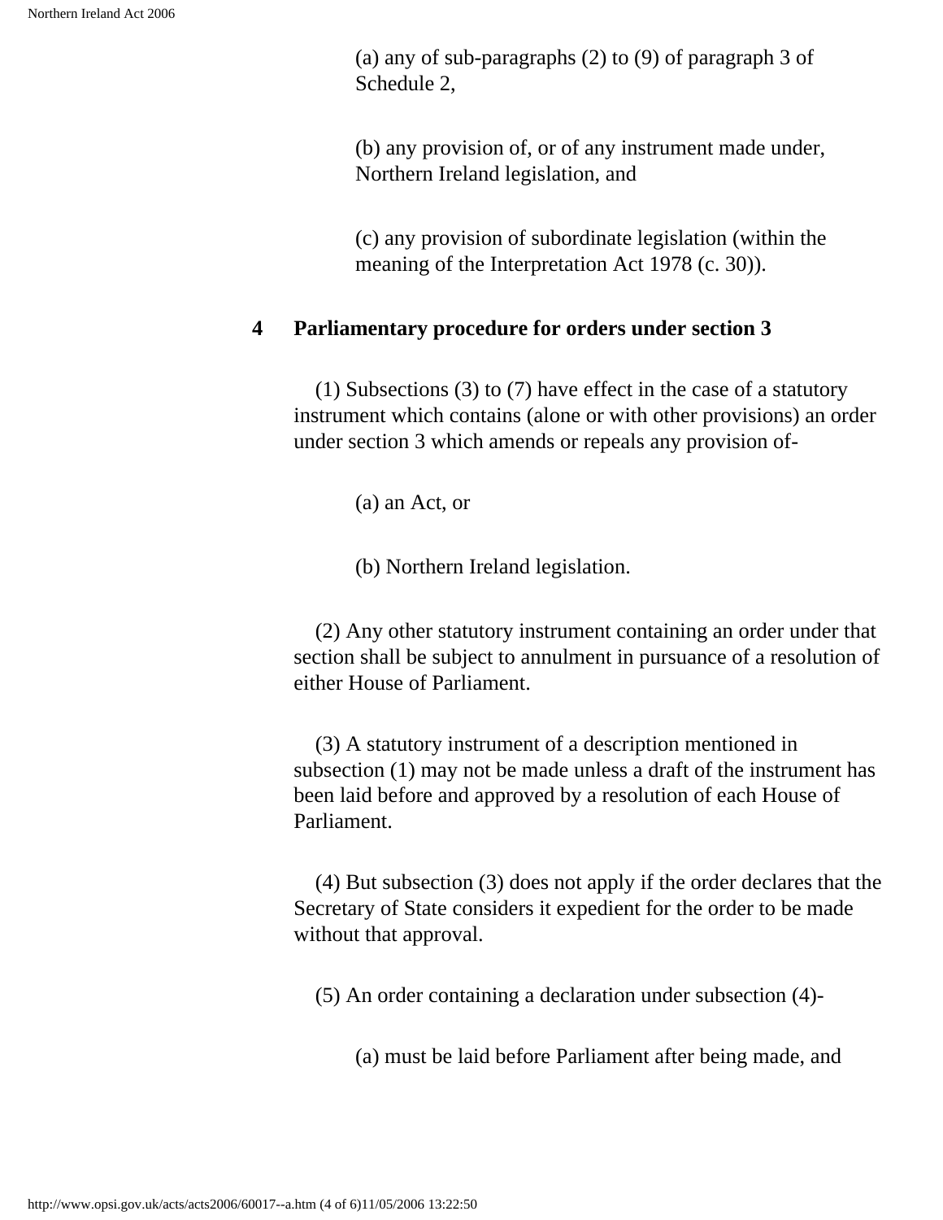(a) any of sub-paragraphs (2) to (9) of paragraph 3 of Schedule 2,

(b) any provision of, or of any instrument made under, Northern Ireland legislation, and

(c) any provision of subordinate legislation (within the meaning of the Interpretation Act 1978 (c. 30)).

**4 Parliamentary procedure for orders under section 3**

(1) Subsections (3) to (7) have effect in the case of a statutory instrument which contains (alone or with other provisions) an order under section 3 which amends or repeals any provision of-

(a) an Act, or

(b) Northern Ireland legislation.

(2) Any other statutory instrument containing an order under that section shall be subject to annulment in pursuance of a resolution of either House of Parliament.

(3) A statutory instrument of a description mentioned in subsection (1) may not be made unless a draft of the instrument has been laid before and approved by a resolution of each House of Parliament.

(4) But subsection (3) does not apply if the order declares that the Secretary of State considers it expedient for the order to be made without that approval.

(5) An order containing a declaration under subsection (4)-

(a) must be laid before Parliament after being made, and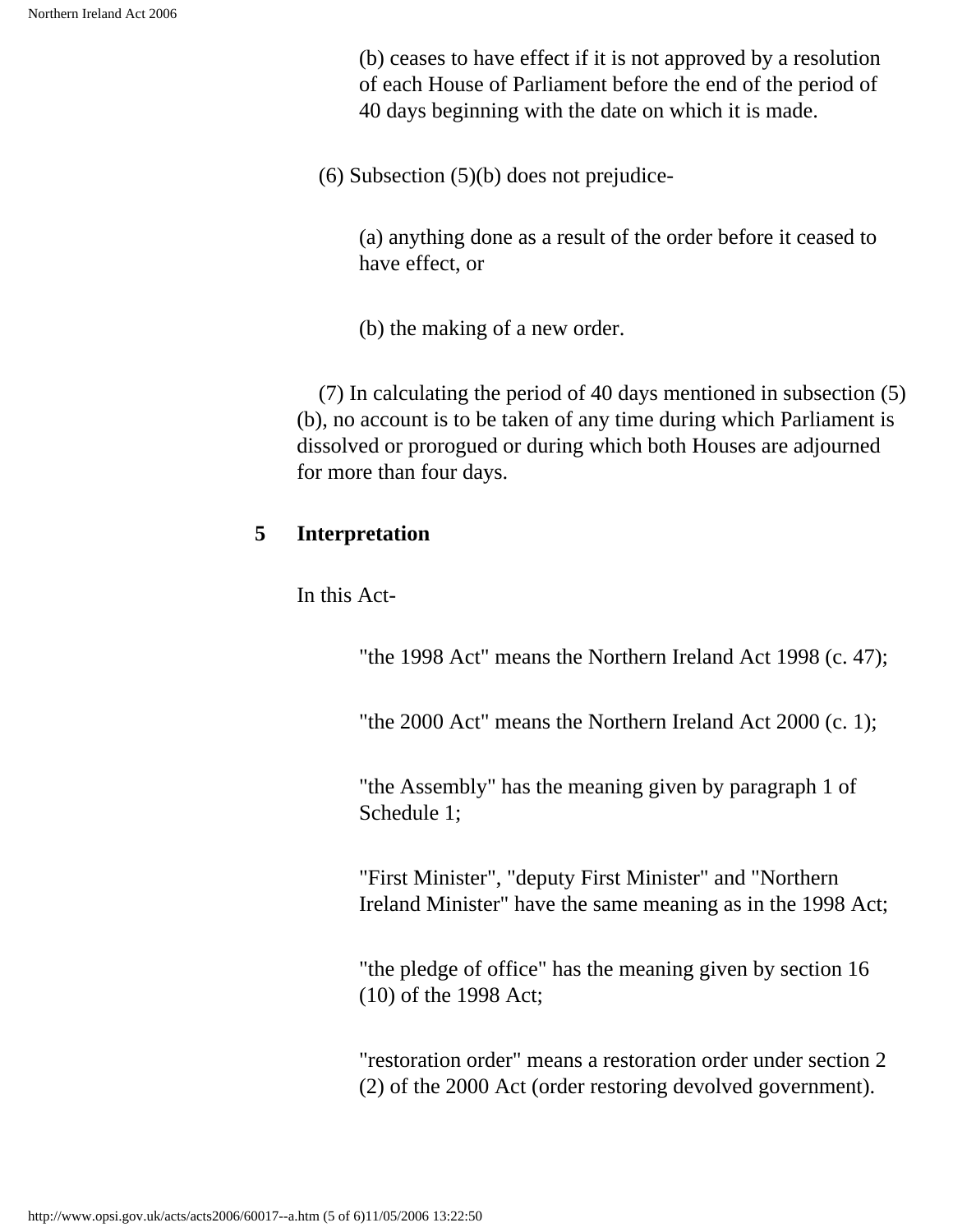(b) ceases to have effect if it is not approved by a resolution of each House of Parliament before the end of the period of 40 days beginning with the date on which it is made.

(6) Subsection (5)(b) does not prejudice-

(a) anything done as a result of the order before it ceased to have effect, or

(b) the making of a new order.

(7) In calculating the period of 40 days mentioned in subsection (5)(b), no account is to be taken of any time during which Parliament is dissolved or prorogued or during which both Houses are adjourned for more than four days.

### 5 Interpretation

In this Act-

"the 1998 Act" means the Northern Ireland Act 1998 (c. 47);

"the 2000 Act" means the Northern Ireland Act 2000 (c. 1);

"the Assembly" has the meaning given by paragraph 1 of Schedule 1;

"First Minister", "deputy First Minister" and "Northern Ireland Minister" have the same meaning as in the 1998 Act;

"the pledge of office" has the meaning given by section 16(10) of the 1998 Act;

"restoration order" means a restoration order under section 2(2) of the 2000 Act (order restoring devolved government).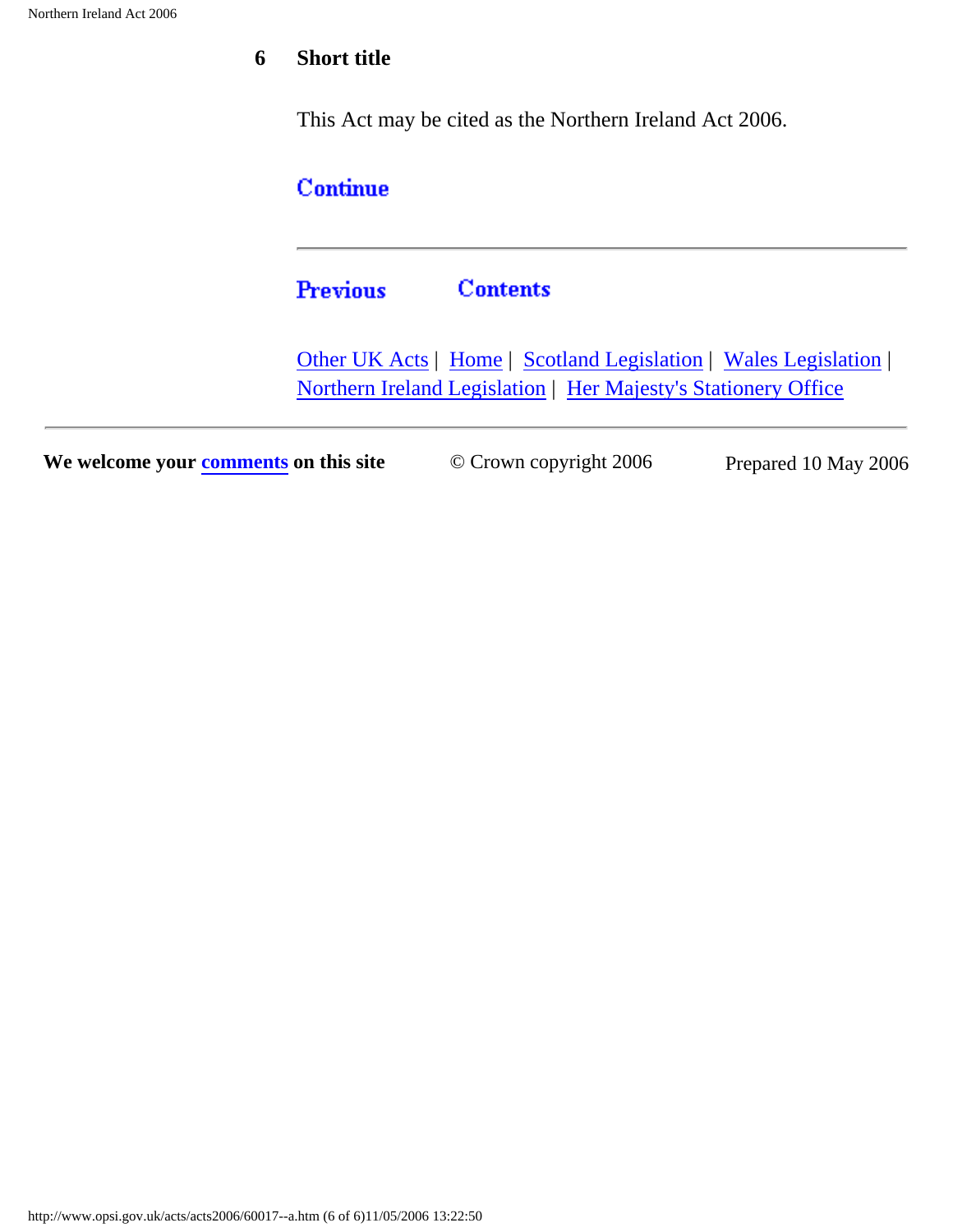## 6 Short title

This Act may be cited as the Northern Ireland Act 2006.

Continue

---

Previous    Contents

Other UK Acts | Home | Scotland Legislation | Wales Legislation | Northern Ireland Legislation | Her Majesty's Stationery Office

---

**We welcome your comments on this site**    © Crown copyright 2006    Prepared 10 May 2006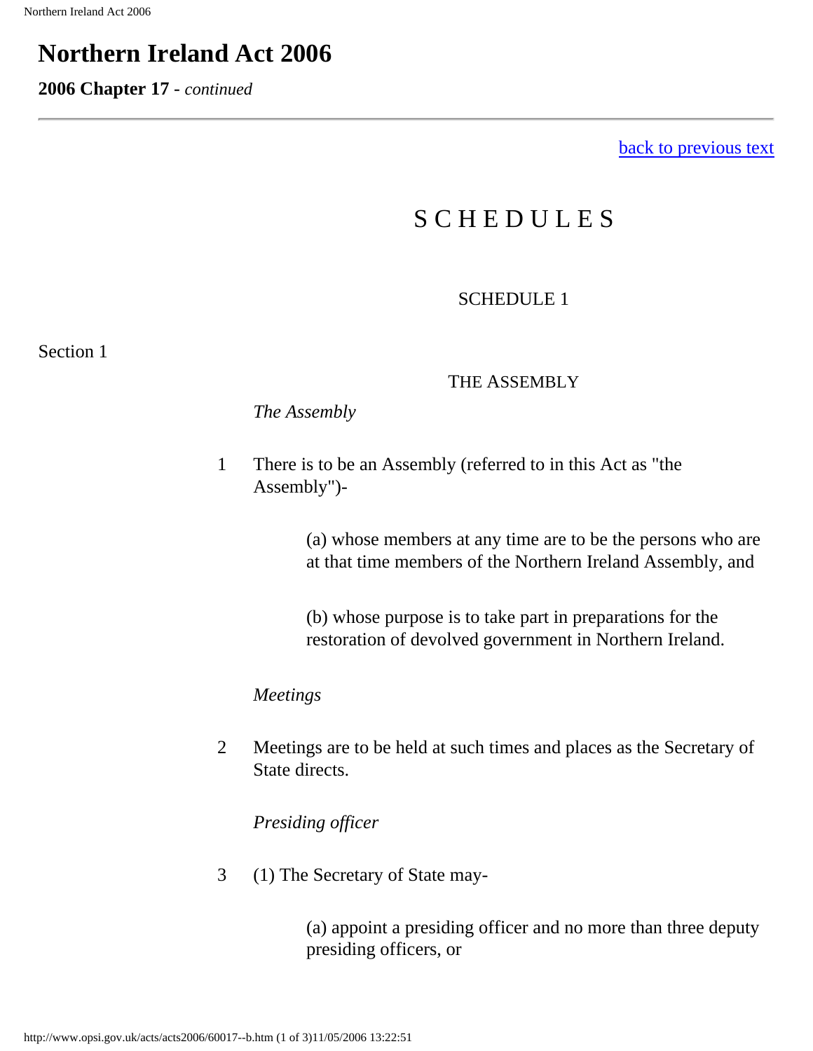# Northern Ireland Act 2006

**2006 Chapter 17** - *continued*

back to previous text

## S C H E D U L E S

### SCHEDULE 1

Section 1

### THE ASSEMBLY

*The Assembly*

1 There is to be an Assembly (referred to in this Act as "the Assembly")-

(a) whose members at any time are to be the persons who are at that time members of the Northern Ireland Assembly, and

(b) whose purpose is to take part in preparations for the restoration of devolved government in Northern Ireland.

*Meetings*

2 Meetings are to be held at such times and places as the Secretary of State directs.

*Presiding officer*

3 (1) The Secretary of State may-

(a) appoint a presiding officer and no more than three deputy presiding officers, or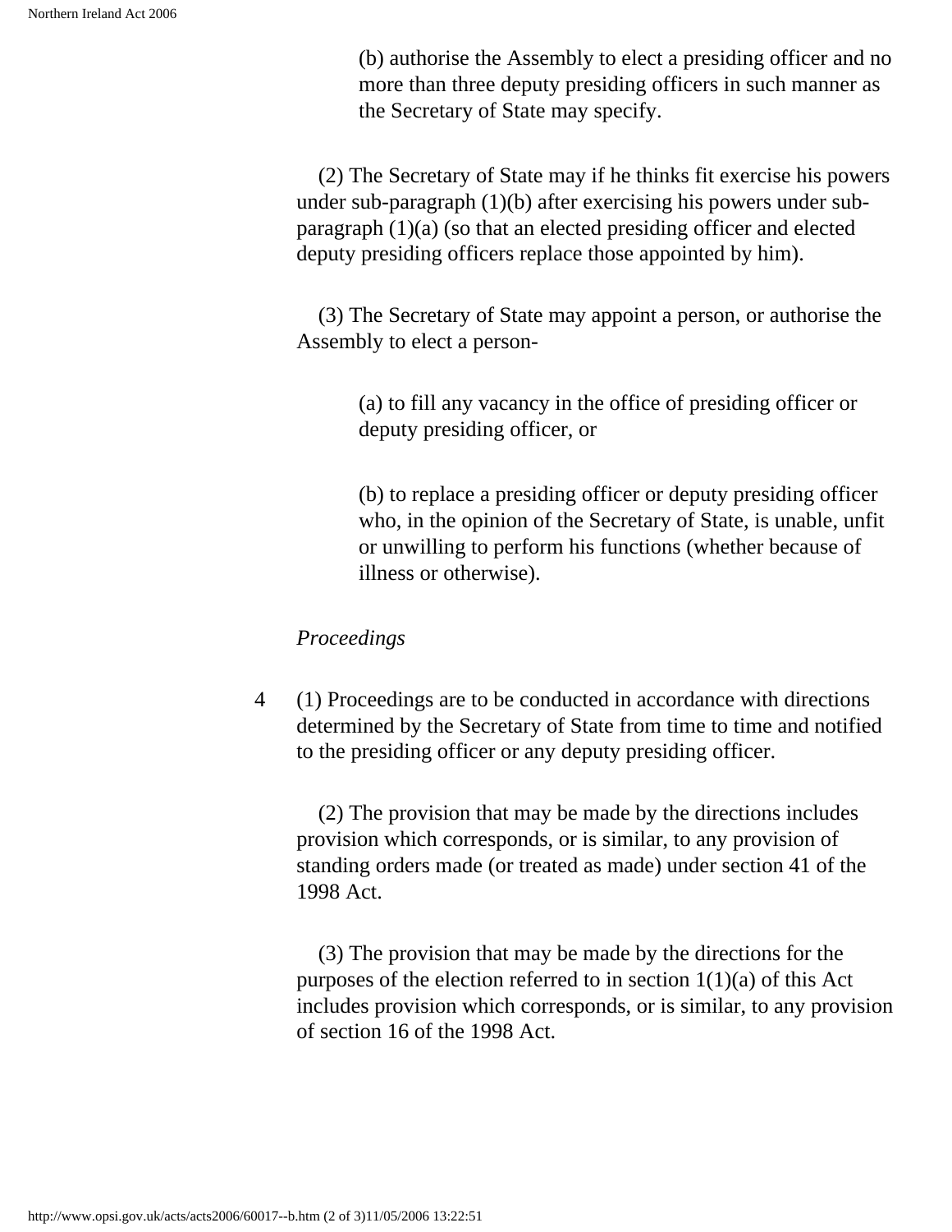(b) authorise the Assembly to elect a presiding officer and no more than three deputy presiding officers in such manner as the Secretary of State may specify.

(2) The Secretary of State may if he thinks fit exercise his powers under sub-paragraph (1)(b) after exercising his powers under sub-paragraph (1)(a) (so that an elected presiding officer and elected deputy presiding officers replace those appointed by him).

(3) The Secretary of State may appoint a person, or authorise the Assembly to elect a person-

(a) to fill any vacancy in the office of presiding officer or deputy presiding officer, or

(b) to replace a presiding officer or deputy presiding officer who, in the opinion of the Secretary of State, is unable, unfit or unwilling to perform his functions (whether because of illness or otherwise).

*Proceedings*

4 (1) Proceedings are to be conducted in accordance with directions determined by the Secretary of State from time to time and notified to the presiding officer or any deputy presiding officer.

(2) The provision that may be made by the directions includes provision which corresponds, or is similar, to any provision of standing orders made (or treated as made) under section 41 of the 1998 Act.

(3) The provision that may be made by the directions for the purposes of the election referred to in section 1(1)(a) of this Act includes provision which corresponds, or is similar, to any provision of section 16 of the 1998 Act.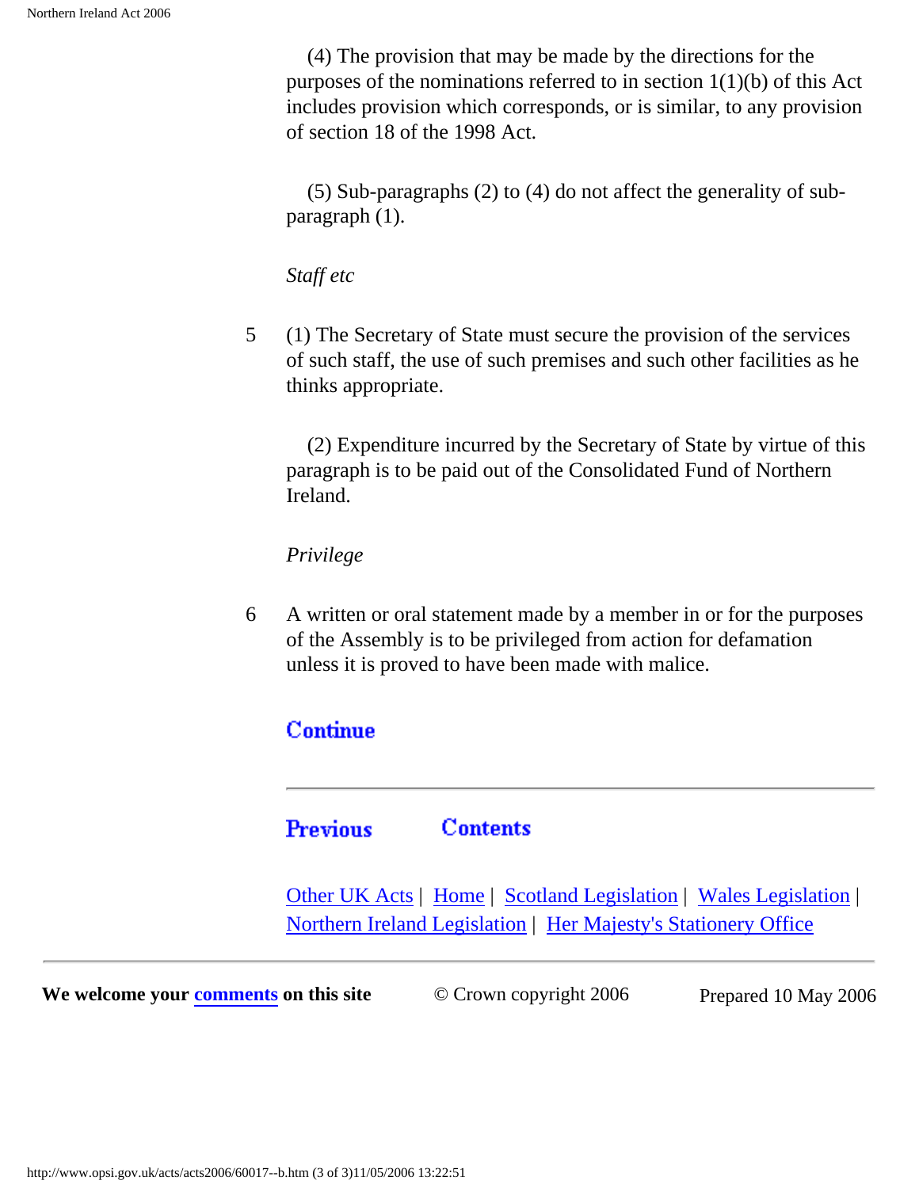(4) The provision that may be made by the directions for the purposes of the nominations referred to in section 1(1)(b) of this Act includes provision which corresponds, or is similar, to any provision of section 18 of the 1998 Act.

(5) Sub-paragraphs (2) to (4) do not affect the generality of sub-paragraph (1).

*Staff etc*

5 (1) The Secretary of State must secure the provision of the services of such staff, the use of such premises and such other facilities as he thinks appropriate.

(2) Expenditure incurred by the Secretary of State by virtue of this paragraph is to be paid out of the Consolidated Fund of Northern Ireland.

*Privilege*

6 A written or oral statement made by a member in or for the purposes of the Assembly is to be privileged from action for defamation unless it is proved to have been made with malice.

Continue

---

Previous Contents

Other UK Acts | Home | Scotland Legislation | Wales Legislation | Northern Ireland Legislation | Her Majesty's Stationery Office

---

**We welcome your comments on this site** © Crown copyright 2006 Prepared 10 May 2006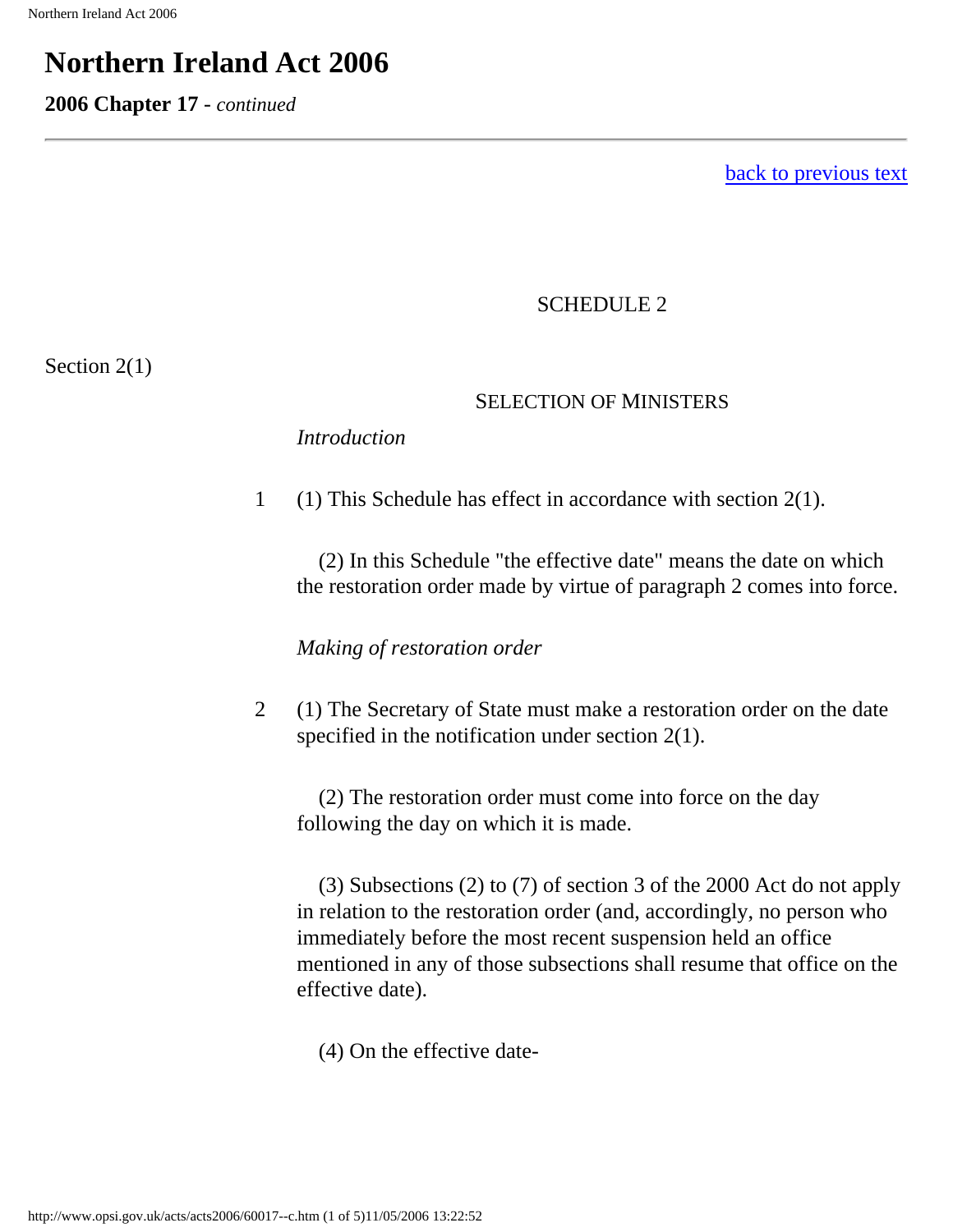# Northern Ireland Act 2006

**2006 Chapter 17** - *continued*

---

[back to previous text]

SCHEDULE 2

Section 2(1)

SELECTION OF MINISTERS

*Introduction*

1 (1) This Schedule has effect in accordance with section 2(1).

(2) In this Schedule "the effective date" means the date on which the restoration order made by virtue of paragraph 2 comes into force.

*Making of restoration order*

2 (1) The Secretary of State must make a restoration order on the date specified in the notification under section 2(1).

(2) The restoration order must come into force on the day following the day on which it is made.

(3) Subsections (2) to (7) of section 3 of the 2000 Act do not apply in relation to the restoration order (and, accordingly, no person who immediately before the most recent suspension held an office mentioned in any of those subsections shall resume that office on the effective date).

(4) On the effective date-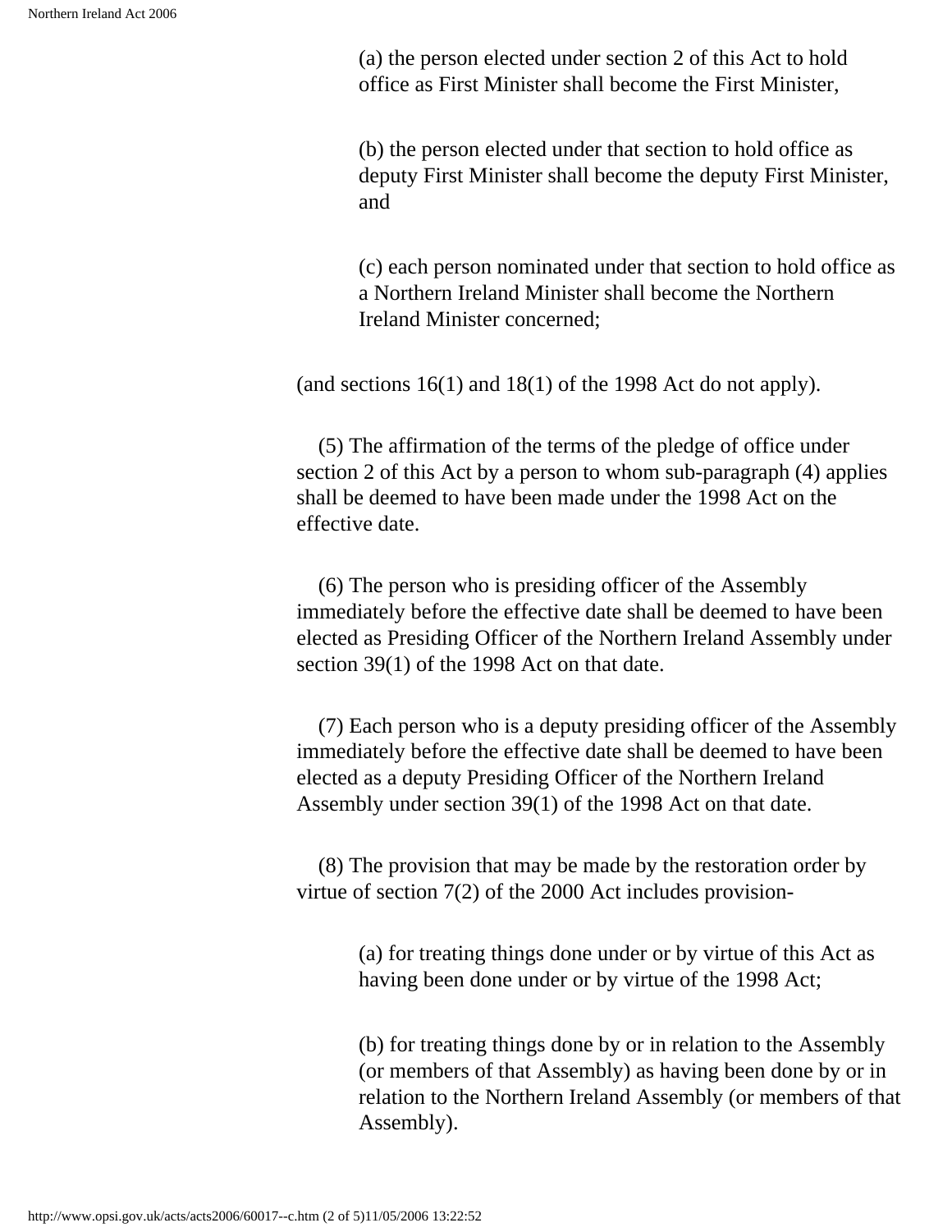(a) the person elected under section 2 of this Act to hold office as First Minister shall become the First Minister,

(b) the person elected under that section to hold office as deputy First Minister shall become the deputy First Minister, and

(c) each person nominated under that section to hold office as a Northern Ireland Minister shall become the Northern Ireland Minister concerned;

(and sections 16(1) and 18(1) of the 1998 Act do not apply).

(5) The affirmation of the terms of the pledge of office under section 2 of this Act by a person to whom sub-paragraph (4) applies shall be deemed to have been made under the 1998 Act on the effective date.

(6) The person who is presiding officer of the Assembly immediately before the effective date shall be deemed to have been elected as Presiding Officer of the Northern Ireland Assembly under section 39(1) of the 1998 Act on that date.

(7) Each person who is a deputy presiding officer of the Assembly immediately before the effective date shall be deemed to have been elected as a deputy Presiding Officer of the Northern Ireland Assembly under section 39(1) of the 1998 Act on that date.

(8) The provision that may be made by the restoration order by virtue of section 7(2) of the 2000 Act includes provision-

(a) for treating things done under or by virtue of this Act as having been done under or by virtue of the 1998 Act;

(b) for treating things done by or in relation to the Assembly (or members of that Assembly) as having been done by or in relation to the Northern Ireland Assembly (or members of that Assembly).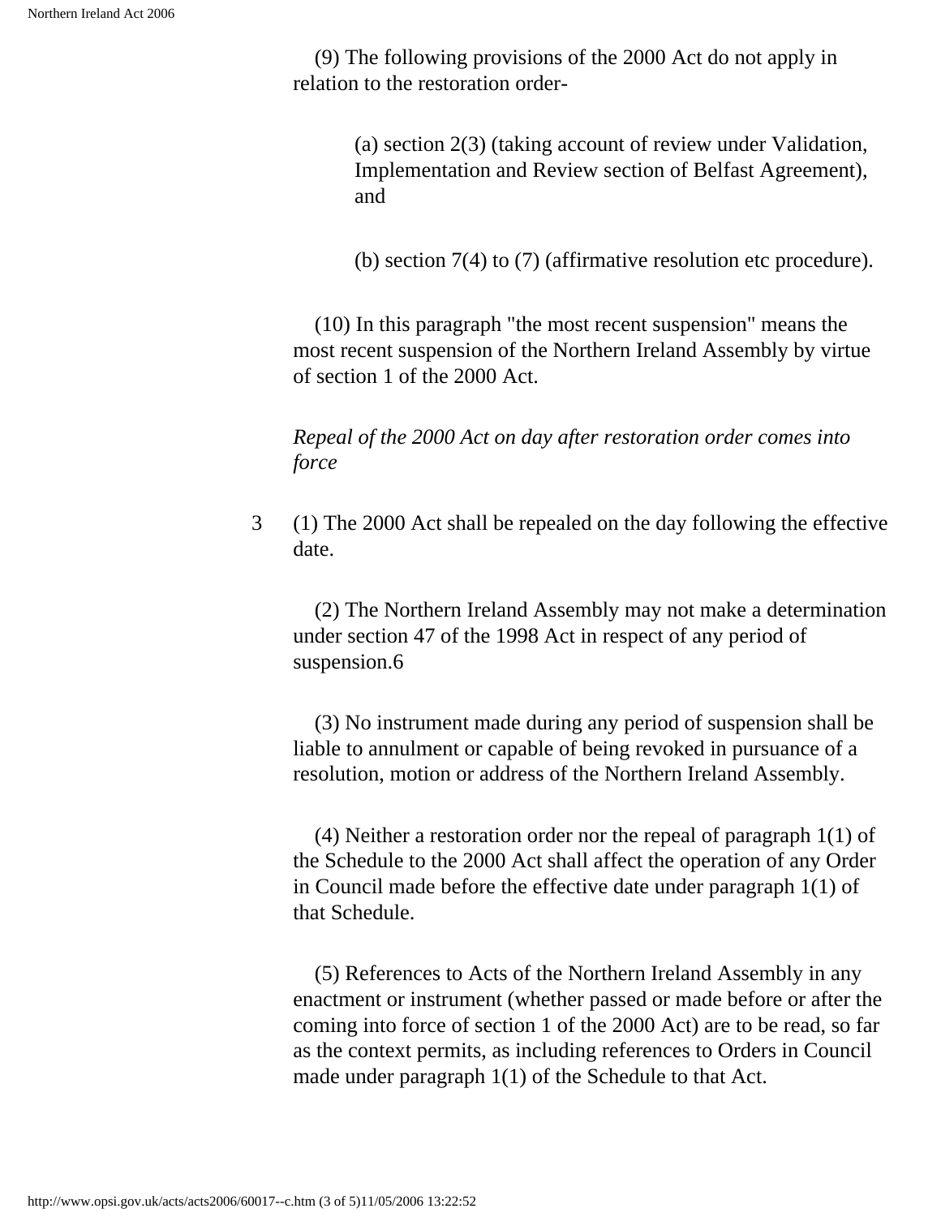(9) The following provisions of the 2000 Act do not apply in relation to the restoration order-

(a) section 2(3) (taking account of review under Validation, Implementation and Review section of Belfast Agreement), and

(b) section 7(4) to (7) (affirmative resolution etc procedure).

(10) In this paragraph "the most recent suspension" means the most recent suspension of the Northern Ireland Assembly by virtue of section 1 of the 2000 Act.

*Repeal of the 2000 Act on day after restoration order comes into force*

3 (1) The 2000 Act shall be repealed on the day following the effective date.

(2) The Northern Ireland Assembly may not make a determination under section 47 of the 1998 Act in respect of any period of suspension.6

(3) No instrument made during any period of suspension shall be liable to annulment or capable of being revoked in pursuance of a resolution, motion or address of the Northern Ireland Assembly.

(4) Neither a restoration order nor the repeal of paragraph 1(1) of the Schedule to the 2000 Act shall affect the operation of any Order in Council made before the effective date under paragraph 1(1) of that Schedule.

(5) References to Acts of the Northern Ireland Assembly in any enactment or instrument (whether passed or made before or after the coming into force of section 1 of the 2000 Act) are to be read, so far as the context permits, as including references to Orders in Council made under paragraph 1(1) of the Schedule to that Act.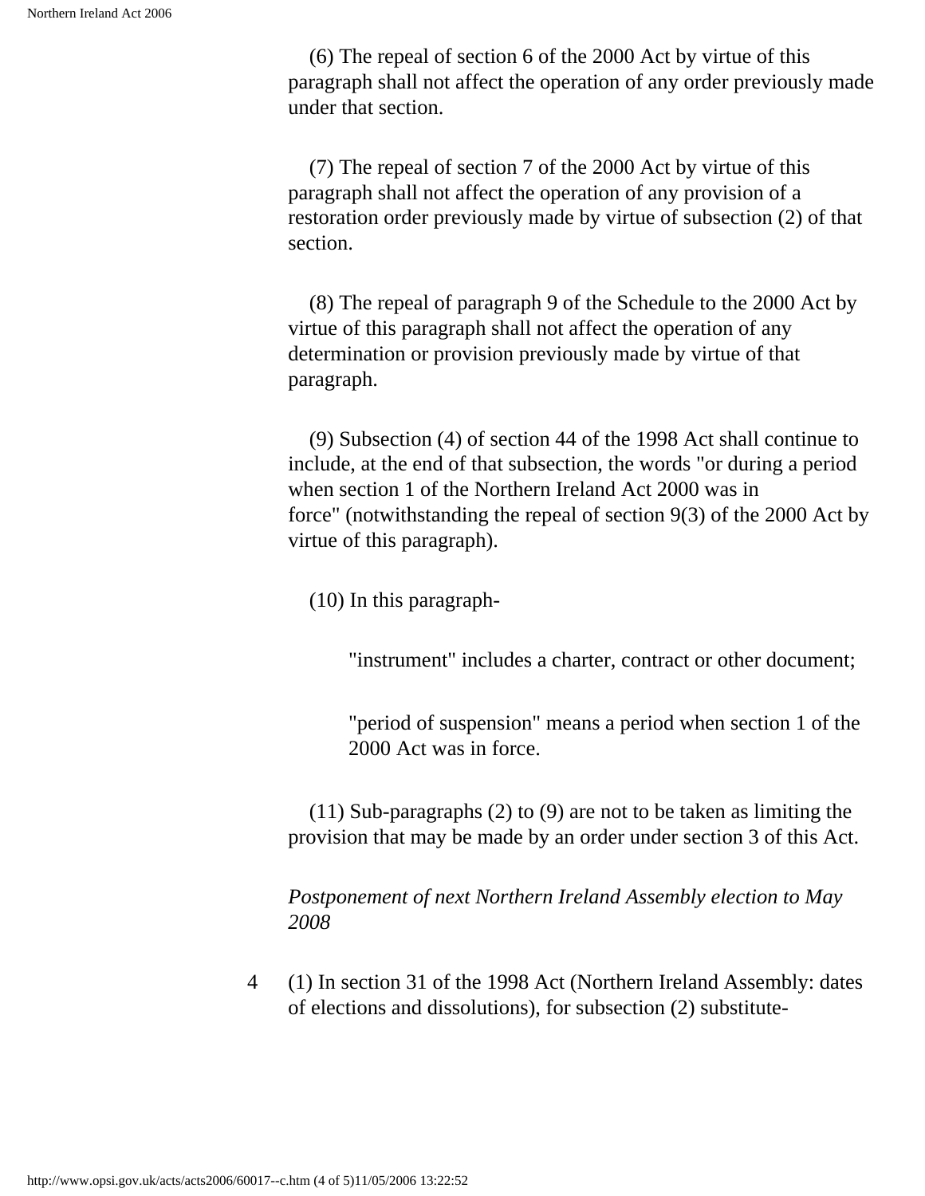(6) The repeal of section 6 of the 2000 Act by virtue of this paragraph shall not affect the operation of any order previously made under that section.

(7) The repeal of section 7 of the 2000 Act by virtue of this paragraph shall not affect the operation of any provision of a restoration order previously made by virtue of subsection (2) of that section.

(8) The repeal of paragraph 9 of the Schedule to the 2000 Act by virtue of this paragraph shall not affect the operation of any determination or provision previously made by virtue of that paragraph.

(9) Subsection (4) of section 44 of the 1998 Act shall continue to include, at the end of that subsection, the words "or during a period when section 1 of the Northern Ireland Act 2000 was in force" (notwithstanding the repeal of section 9(3) of the 2000 Act by virtue of this paragraph).

(10) In this paragraph-

"instrument" includes a charter, contract or other document;

"period of suspension" means a period when section 1 of the 2000 Act was in force.

(11) Sub-paragraphs (2) to (9) are not to be taken as limiting the provision that may be made by an order under section 3 of this Act.

*Postponement of next Northern Ireland Assembly election to May 2008*

4 (1) In section 31 of the 1998 Act (Northern Ireland Assembly: dates of elections and dissolutions), for subsection (2) substitute-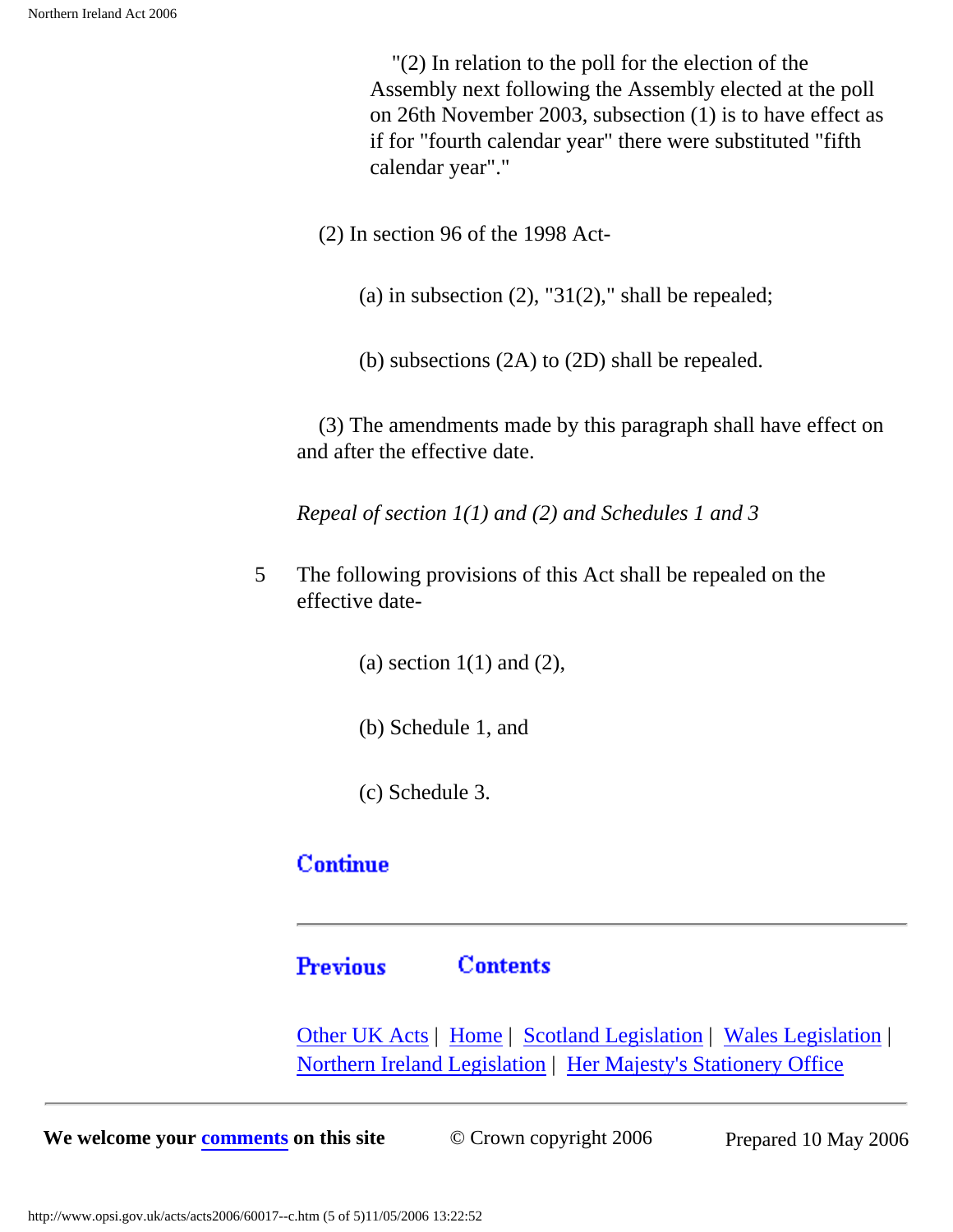"(2) In relation to the poll for the election of the Assembly next following the Assembly elected at the poll on 26th November 2003, subsection (1) is to have effect as if for "fourth calendar year" there were substituted "fifth calendar year"."

(2) In section 96 of the 1998 Act-

(a) in subsection (2), "31(2)," shall be repealed;

(b) subsections (2A) to (2D) shall be repealed.

(3) The amendments made by this paragraph shall have effect on and after the effective date.

*Repeal of section 1(1) and (2) and Schedules 1 and 3*

5 The following provisions of this Act shall be repealed on the effective date-

(a) section 1(1) and (2),

(b) Schedule 1, and

(c) Schedule 3.

Continue

---

Previous Contents

Other UK Acts | Home | Scotland Legislation | Wales Legislation | Northern Ireland Legislation | Her Majesty's Stationery Office

---

**We welcome your comments on this site** © Crown copyright 2006 Prepared 10 May 2006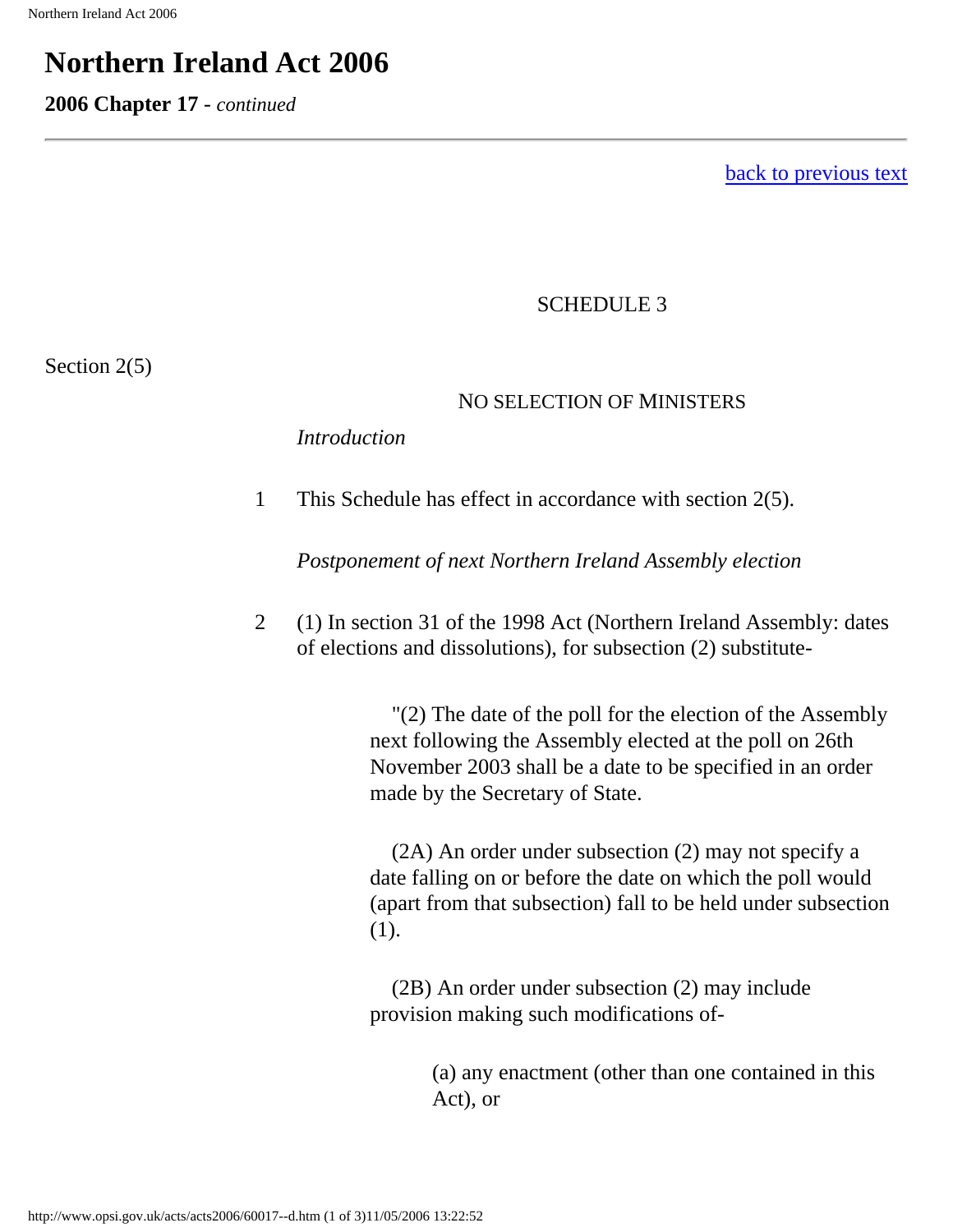# Northern Ireland Act 2006

**2006 Chapter 17** - *continued*

---

back to previous text

SCHEDULE 3

Section 2(5)

NO SELECTION OF MINISTERS

*Introduction*

1 This Schedule has effect in accordance with section 2(5).

*Postponement of next Northern Ireland Assembly election*

2 (1) In section 31 of the 1998 Act (Northern Ireland Assembly: dates of elections and dissolutions), for subsection (2) substitute-

> "(2) The date of the poll for the election of the Assembly next following the Assembly elected at the poll on 26th November 2003 shall be a date to be specified in an order made by the Secretary of State.
>
> (2A) An order under subsection (2) may not specify a date falling on or before the date on which the poll would (apart from that subsection) fall to be held under subsection (1).
>
> (2B) An order under subsection (2) may include provision making such modifications of-
>
> > (a) any enactment (other than one contained in this Act), or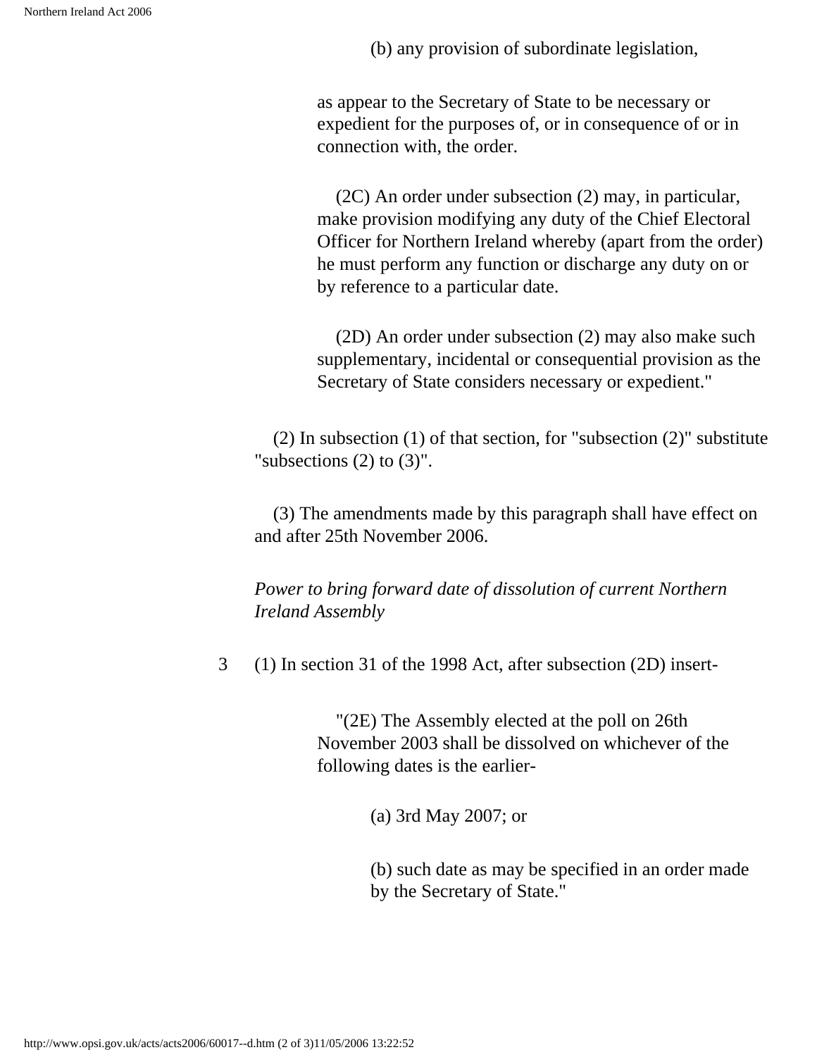(b) any provision of subordinate legislation,

as appear to the Secretary of State to be necessary or expedient for the purposes of, or in consequence of or in connection with, the order.

(2C) An order under subsection (2) may, in particular, make provision modifying any duty of the Chief Electoral Officer for Northern Ireland whereby (apart from the order) he must perform any function or discharge any duty on or by reference to a particular date.

(2D) An order under subsection (2) may also make such supplementary, incidental or consequential provision as the Secretary of State considers necessary or expedient."

(2) In subsection (1) of that section, for "subsection (2)" substitute "subsections (2) to (3)".

(3) The amendments made by this paragraph shall have effect on and after 25th November 2006.

*Power to bring forward date of dissolution of current Northern Ireland Assembly*

3 (1) In section 31 of the 1998 Act, after subsection (2D) insert-

"(2E) The Assembly elected at the poll on 26th November 2003 shall be dissolved on whichever of the following dates is the earlier-

(a) 3rd May 2007; or

(b) such date as may be specified in an order made by the Secretary of State."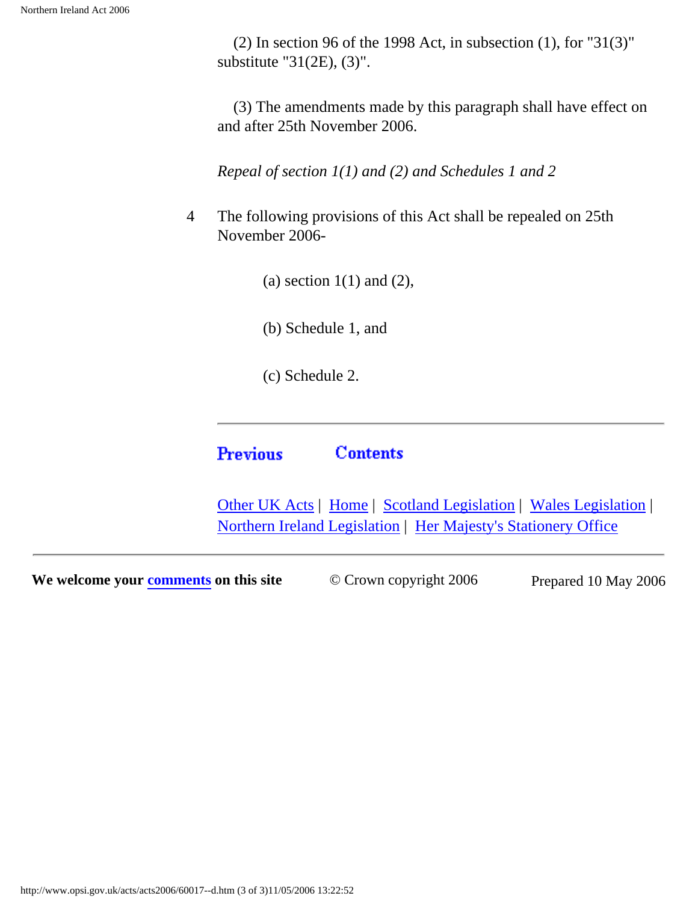(2) In section 96 of the 1998 Act, in subsection (1), for "31(3)" substitute "31(2E), (3)".

(3) The amendments made by this paragraph shall have effect on and after 25th November 2006.

*Repeal of section 1(1) and (2) and Schedules 1 and 2*

4 The following provisions of this Act shall be repealed on 25th November 2006-

(a) section 1(1) and (2),

(b) Schedule 1, and

(c) Schedule 2.

---

Previous Contents

Other UK Acts | Home | Scotland Legislation | Wales Legislation | Northern Ireland Legislation | Her Majesty's Stationery Office

---

**We welcome your comments on this site** © Crown copyright 2006 Prepared 10 May 2006